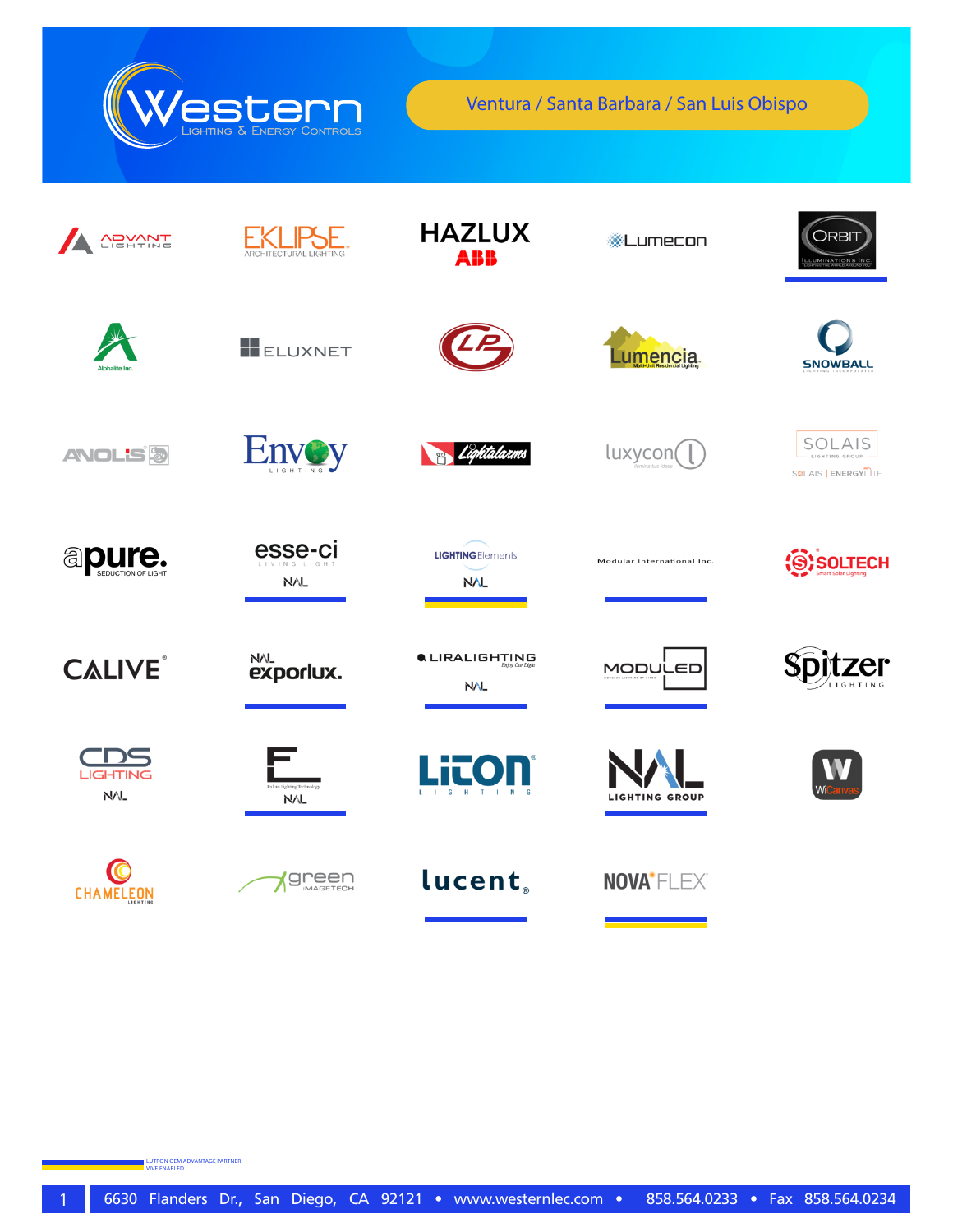# Western Lighting & Energy Controls

**Ventura / Santa Barbara / San Luis Obispo**

ADVANT LIGHTING

EKLIPSE ARCHITECTURAL LIGHTING

HAZLUX ABB

Lumecon

ORBIT ILLUMINATIONS INC.

Alphalite Inc.

ELUXNET

LP

Lumencia Multi-Unit Residential Lighting

SNOWBALL LIGHTING INCORPORATED

ANOLIS

Envoy LIGHTING

Lightalarms

luxycon

SOLAIS LIGHTING GROUP
SOLAIS | ENERGYLITE

apure. SEDUCTION OF LIGHT

esse-ci LIVING LIGHT
NAL

LIGHTING Elements
NAL

Modular International Inc.

SOLTECH Smart Solar Lighting

CALIVE

NAL exporlux.

LIRALIGHTING Enjoy Our Light
NAL

MODULED

Spitzer LIGHTING

CDS LIGHTING
NAL

E Italian Lighting Technology
NAL

LiTON LIGHTING

NAL LIGHTING GROUP

WiCanvas

CHAMELEON LIGHTING

green IMAGETECH

lucent

NOVA FLEX

LUTRON OEM ADVANTAGE PARTNER
VIVE ENABLED

6630 Flanders Dr., San Diego, CA 92121 • www.westernlec.com • 858.564.0233 • Fax 858.564.0234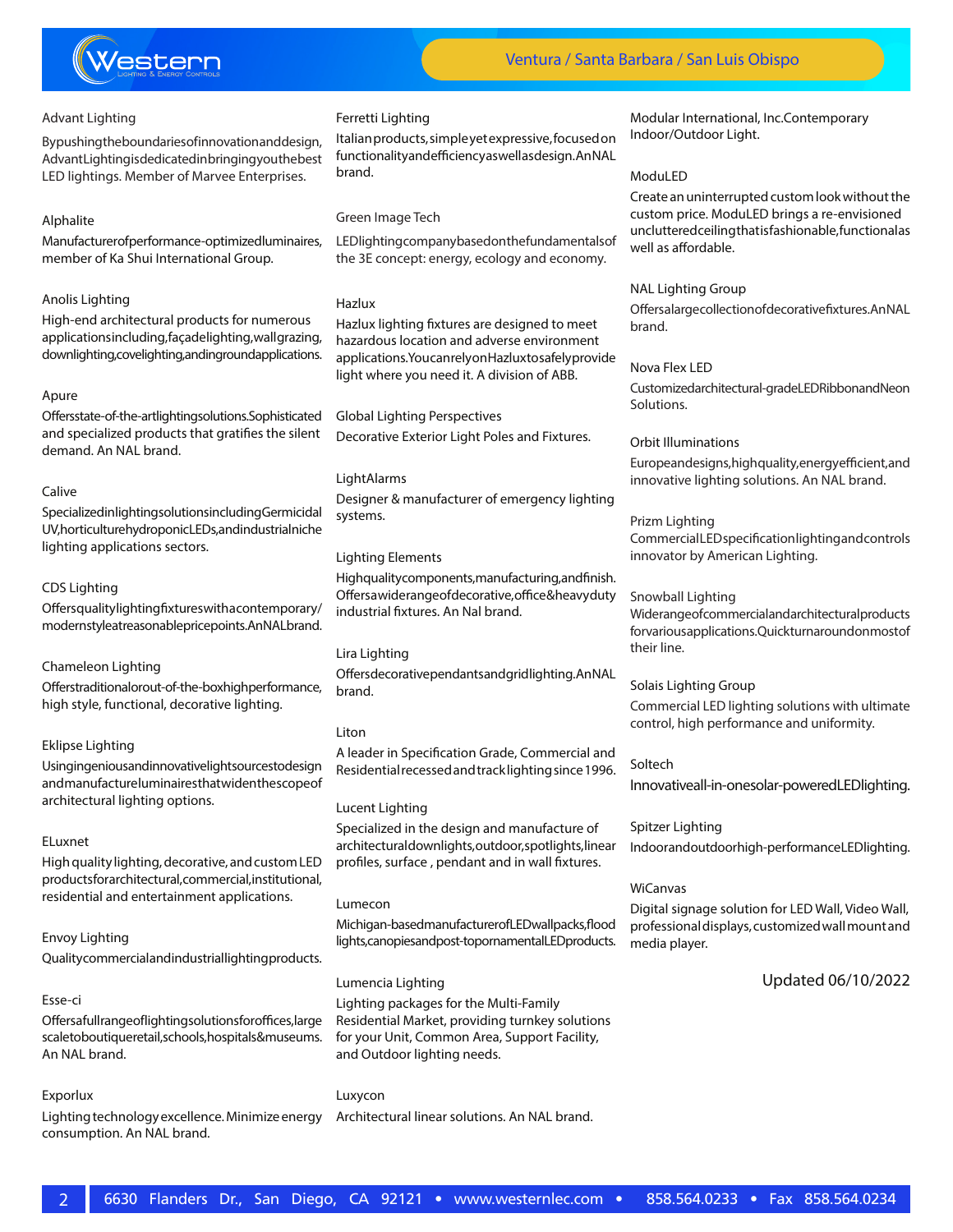Ventura / Santa Barbara / San Luis Obispo

Advant Lighting

By pushing the boundaries of innovation and design, Advant Lighting is dedicated in bringing you the best LED lightings. Member of Marvee Enterprises.

Alphalite

Manufacturer of performance-optimized luminaires, member of Ka Shui International Group.

Anolis Lighting

High-end architectural products for numerous applications including, façade lighting, wall grazing, downlighting, cove lighting, and inground applications.

Apure

Offers state-of-the-art lighting solutions. Sophisticated and specialized products that gratifies the silent demand. An NAL brand.

Calive

Specialized in lighting solutions including Germicidal UV, horticulture hydroponic LEDs, and industrial niche lighting applications sectors.

CDS Lighting

Offers quality lighting fixtures with a contemporary/modern style at reasonable price points. An NAL brand.

Chameleon Lighting

Offers traditional or out-of-the-box high performance, high style, functional, decorative lighting.

Eklipse Lighting

Using ingenious and innovative light sources to design and manufacture luminaires that widen the scope of architectural lighting options.

ELuxnet

High quality lighting, decorative, and custom LED products for architectural, commercial, institutional, residential and entertainment applications.

Envoy Lighting

Quality commercial and industrial lighting products.

Esse-ci

Offers a full range of lighting solutions for offices, large scale to boutique retail, schools, hospitals & museums. An NAL brand.

Exporlux

Lighting technology excellence. Minimize energy consumption. An NAL brand.

Ferretti Lighting

Italian products, simple yet expressive, focused on functionality and efficiency as well as design. An NAL brand.

Green Image Tech

LED lighting company based on the fundamentals of the 3E concept: energy, ecology and economy.

Hazlux

Hazlux lighting fixtures are designed to meet hazardous location and adverse environment applications. You can rely on Hazlux to safely provide light where you need it. A division of ABB.

Global Lighting Perspectives

Decorative Exterior Light Poles and Fixtures.

LightAlarms

Designer & manufacturer of emergency lighting systems.

Lighting Elements

High quality components, manufacturing, and finish. Offers a wide range of decorative, office & heavy duty industrial fixtures. An Nal brand.

Lira Lighting

Offers decorative pendants and grid lighting. An NAL brand.

Liton

A leader in Specification Grade, Commercial and Residential recessed and track lighting since 1996.

Lucent Lighting

Specialized in the design and manufacture of architectural downlights, outdoor, spotlights, linear profiles, surface , pendant and in wall fixtures.

Lumecon

Michigan-based manufacturer of LED wallpacks, flood lights, canopies and post-top ornamental LED products.

Lumencia Lighting

Lighting packages for the Multi-Family Residential Market, providing turnkey solutions for your Unit, Common Area, Support Facility, and Outdoor lighting needs.

Luxycon

Architectural linear solutions. An NAL brand.

Modular International, Inc. Contemporary Indoor/Outdoor Light.

ModuLED

Create an uninterrupted custom look without the custom price. ModuLED brings a re-envisioned uncluttered ceiling that is fashionable, functional as well as affordable.

NAL Lighting Group

Offers a large collection of decorative fixtures. An NAL brand.

Nova Flex LED

Customized architectural-grade LED Ribbon and Neon Solutions.

Orbit Illuminations

European designs, high quality, energy efficient, and innovative lighting solutions. An NAL brand.

Prizm Lighting

Commercial LED specification lighting and controls innovator by American Lighting.

Snowball Lighting

Wide range of commercial and architectural products for various applications. Quick turnaround on most of their line.

Solais Lighting Group

Commercial LED lighting solutions with ultimate control, high performance and uniformity.

Soltech

Innovative all-in-one solar-powered LED lighting.

Spitzer Lighting

Indoor and outdoor high-performance LED lighting.

WiCanvas

Digital signage solution for LED Wall, Video Wall, professional displays, customized wall mount and media player.

Updated 06/10/2022

6630 Flanders Dr., San Diego, CA 92121 • www.westernlec.com • 858.564.0233 • Fax 858.564.0234